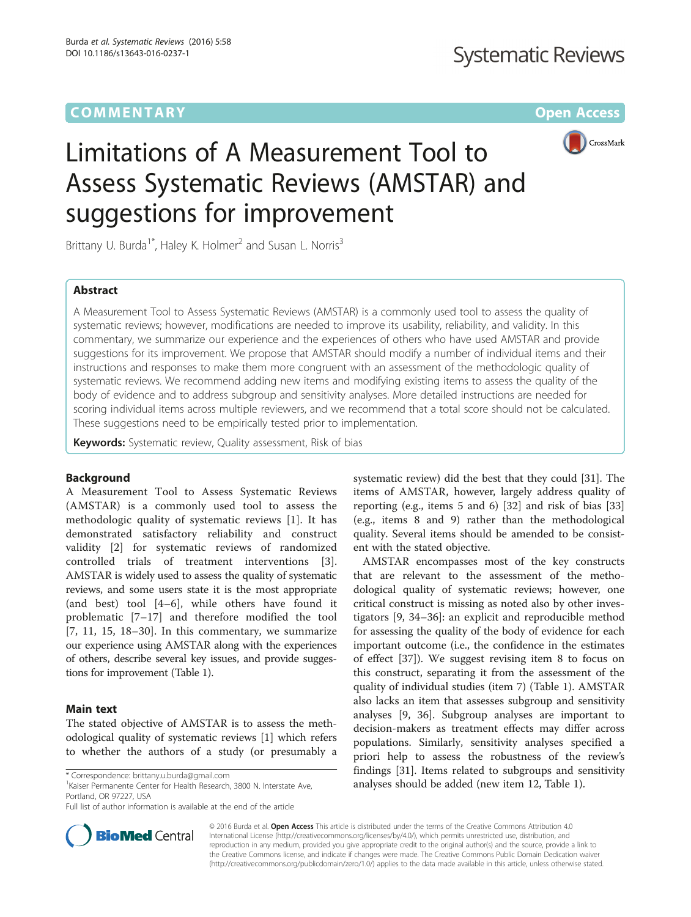COMMENTARY

Open Access

# Limitations of A Measurement Tool to Assess Systematic Reviews (AMSTAR) and suggestions for improvement

Brittany U. Burda[1*], Haley K. Holmer[2] and Susan L. Norris[3]

## Abstract

A Measurement Tool to Assess Systematic Reviews (AMSTAR) is a commonly used tool to assess the quality of systematic reviews; however, modifications are needed to improve its usability, reliability, and validity. In this commentary, we summarize our experience and the experiences of others who have used AMSTAR and provide suggestions for its improvement. We propose that AMSTAR should modify a number of individual items and their instructions and responses to make them more congruent with an assessment of the methodologic quality of systematic reviews. We recommend adding new items and modifying existing items to assess the quality of the body of evidence and to address subgroup and sensitivity analyses. More detailed instructions are needed for scoring individual items across multiple reviewers, and we recommend that a total score should not be calculated. These suggestions need to be empirically tested prior to implementation.

**Keywords:** Systematic review, Quality assessment, Risk of bias

## Background

A Measurement Tool to Assess Systematic Reviews (AMSTAR) is a commonly used tool to assess the methodologic quality of systematic reviews [1]. It has demonstrated satisfactory reliability and construct validity [2] for systematic reviews of randomized controlled trials of treatment interventions [3]. AMSTAR is widely used to assess the quality of systematic reviews, and some users state it is the most appropriate (and best) tool [4–6], while others have found it problematic [7–17] and therefore modified the tool [7, 11, 15, 18–30]. In this commentary, we summarize our experience using AMSTAR along with the experiences of others, describe several key issues, and provide suggestions for improvement (Table 1).

## Main text

The stated objective of AMSTAR is to assess the methodological quality of systematic reviews [1] which refers to whether the authors of a study (or presumably a systematic review) did the best that they could [31]. The items of AMSTAR, however, largely address quality of reporting (e.g., items 5 and 6) [32] and risk of bias [33] (e.g., items 8 and 9) rather than the methodological quality. Several items should be amended to be consistent with the stated objective.

AMSTAR encompasses most of the key constructs that are relevant to the assessment of the methodological quality of systematic reviews; however, one critical construct is missing as noted also by other investigators [9, 34–36]: an explicit and reproducible method for assessing the quality of the body of evidence for each important outcome (i.e., the confidence in the estimates of effect [37]). We suggest revising item 8 to focus on this construct, separating it from the assessment of the quality of individual studies (item 7) (Table 1). AMSTAR also lacks an item that assesses subgroup and sensitivity analyses [9, 36]. Subgroup analyses are important to decision-makers as treatment effects may differ across populations. Similarly, sensitivity analyses specified a priori help to assess the robustness of the review's findings [31]. Items related to subgroups and sensitivity analyses should be added (new item 12, Table 1).

* Correspondence: brittany.u.burda@gmail.com
[1]Kaiser Permanente Center for Health Research, 3800 N. Interstate Ave, Portland, OR 97227, USA
Full list of author information is available at the end of the article

© 2016 Burda et al. **Open Access** This article is distributed under the terms of the Creative Commons Attribution 4.0 International License (http://creativecommons.org/licenses/by/4.0/), which permits unrestricted use, distribution, and reproduction in any medium, provided you give appropriate credit to the original author(s) and the source, provide a link to the Creative Commons license, and indicate if changes were made. The Creative Commons Public Domain Dedication waiver (http://creativecommons.org/publicdomain/zero/1.0/) applies to the data made available in this article, unless otherwise stated.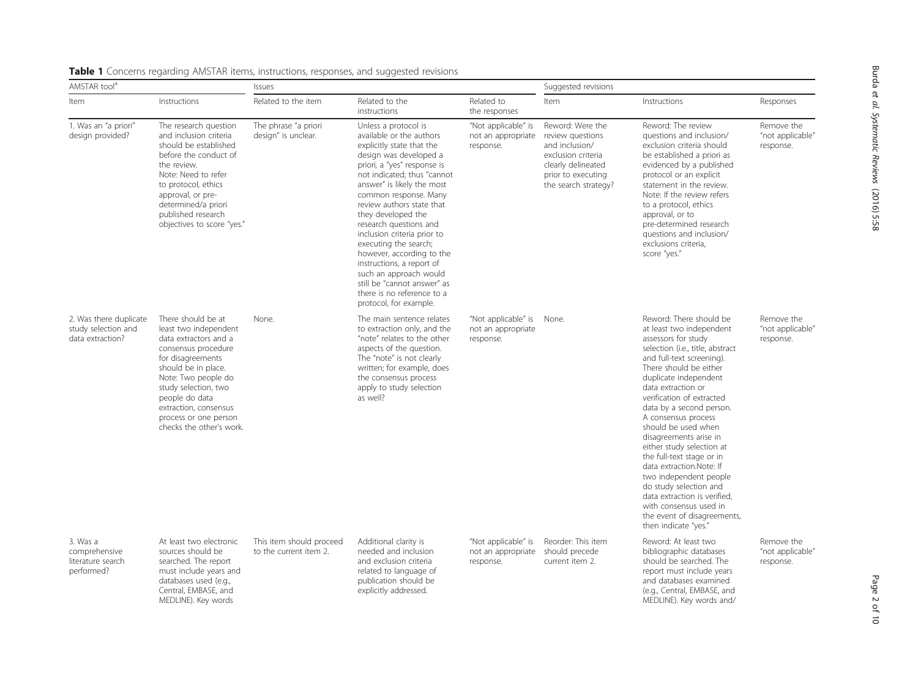**Table 1** Concerns regarding AMSTAR items, instructions, responses, and suggested revisions

| AMSTAR tool[a] | | Issues | | | Suggested revisions | | |
|---|---|---|---|---|---|---|---|
| Item | Instructions | Related to the item | Related to the instructions | Related to the responses | Item | Instructions | Responses |
| 1. Was an "a priori" design provided? | The research question and inclusion criteria should be established before the conduct of the review. Note: Need to refer to protocol, ethics approval, or pre-determined/a priori published research objectives to score "yes." | The phrase "a priori design" is unclear. | Unless a protocol is available or the authors explicitly state that the design was developed a priori, a "yes" response is not indicated; thus "cannot answer" is likely the most common response. Many review authors state that they developed the research questions and inclusion criteria prior to executing the search; however, according to the instructions, a report of such an approach would still be "cannot answer" as there is no reference to a protocol, for example. | "Not applicable" is not an appropriate response. | Reword: Were the review questions and inclusion/exclusion criteria clearly delineated prior to executing the search strategy? | Reword: The review questions and inclusion/exclusion criteria should be established a priori as evidenced by a published protocol or an explicit statement in the review. Note: If the review refers to a protocol, ethics approval, or to pre-determined research questions and inclusion/exclusions criteria, score "yes." | Remove the "not applicable" response. |
| 2. Was there duplicate study selection and data extraction? | There should be at least two independent data extractors and a consensus procedure for disagreements should be in place. Note: Two people do study selection, two people do data extraction, consensus process or one person checks the other's work. | None. | The main sentence relates to extraction only, and the "note" relates to the other aspects of the question. The "note" is not clearly written; for example, does the consensus process apply to study selection as well? | "Not applicable" is not an appropriate response. | None. | Reword: There should be at least two independent assessors for study selection (i.e., title, abstract and full-text screening). There should be either duplicate independent data extraction or verification of extracted data by a second person. A consensus process should be used when disagreements arise in either study selection at the full-text stage or in data extraction.Note: If two independent people do study selection and data extraction is verified, with consensus used in the event of disagreements, then indicate "yes." | Remove the "not applicable" response. |
| 3. Was a comprehensive literature search performed? | At least two electronic sources should be searched. The report must include years and databases used (e.g., Central, EMBASE, and MEDLINE). Key words | This item should proceed to the current item 2. | Additional clarity is needed and inclusion and exclusion criteria related to language of publication should be explicitly addressed. | "Not applicable" is not an appropriate response. | Reorder: This item should precede current item 2. | Reword: At least two bibliographic databases should be searched. The report must include years and databases examined (e.g., Central, EMBASE, and MEDLINE). Key words and/ | Remove the "not applicable" response. |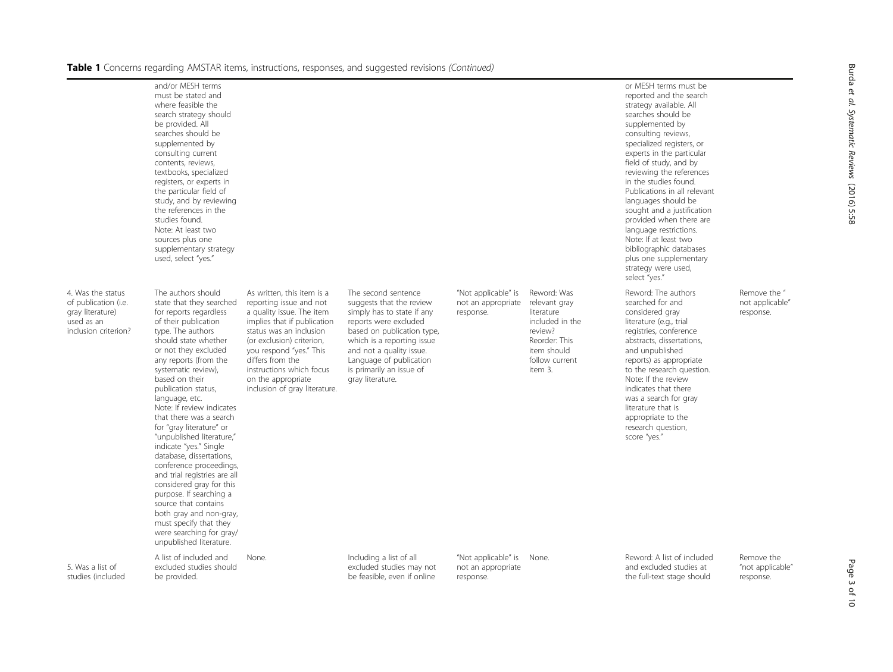**Table 1** Concerns regarding AMSTAR items, instructions, responses, and suggested revisions *(Continued)*

| | | | | | | | |
|---|---|---|---|---|---|---|---|
| | and/or MESH terms must be stated and where feasible the search strategy should be provided. All searches should be supplemented by consulting current contents, reviews, textbooks, specialized registers, or experts in the particular field of study, and by reviewing the references in the studies found. Note: At least two sources plus one supplementary strategy used, select "yes." | | | | | or MESH terms must be reported and the search strategy available. All searches should be supplemented by consulting reviews, specialized registers, or experts in the particular field of study, and by reviewing the references in the studies found. Publications in all relevant languages should be sought and a justification provided when there are language restrictions. Note: If at least two bibliographic databases plus one supplementary strategy were used, select "yes." | |
| 4. Was the status of publication (i.e. gray literature) used as an inclusion criterion? | The authors should state that they searched for reports regardless of their publication type. The authors should state whether or not they excluded any reports (from the systematic review), based on their publication status, language, etc. Note: If review indicates that there was a search for "gray literature" or "unpublished literature," indicate "yes." Single database, dissertations, conference proceedings, and trial registries are all considered gray for this purpose. If searching a source that contains both gray and non-gray, must specify that they were searching for gray/unpublished literature. | As written, this item is a reporting issue and not a quality issue. The item implies that if publication status was an inclusion (or exclusion) criterion, you respond "yes." This differs from the instructions which focus on the appropriate inclusion of gray literature. | The second sentence suggests that the review simply has to state if any reports were excluded based on publication type, which is a reporting issue and not a quality issue. Language of publication is primarily an issue of gray literature. | "Not applicable" is not an appropriate response. | Reword: Was relevant gray literature included in the review? Reorder: This item should follow current item 3. | Reword: The authors searched for and considered gray literature (e.g., trial registries, conference abstracts, dissertations, and unpublished reports) as appropriate to the research question. Note: If the review indicates that there was a search for gray literature that is appropriate to the research question, score "yes." | Remove the " not applicable" response. |
| 5. Was a list of studies (included | A list of included and excluded studies should be provided. | None. | Including a list of all excluded studies may not be feasible, even if online | "Not applicable" is not an appropriate response. | None. | Reword: A list of included and excluded studies at the full-text stage should | Remove the "not applicable" response. |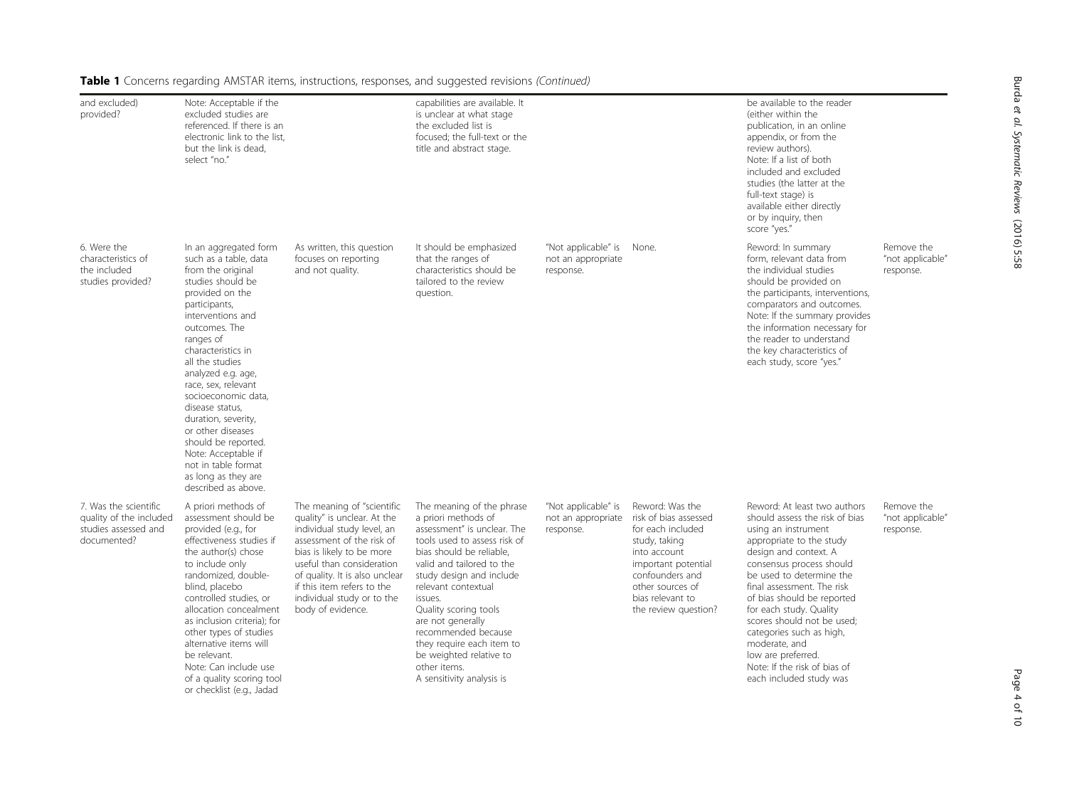**Table 1** Concerns regarding AMSTAR items, instructions, responses, and suggested revisions *(Continued)*

| | | | | | | | |
|---|---|---|---|---|---|---|---|
| and excluded) provided? | Note: Acceptable if the excluded studies are referenced. If there is an electronic link to the list, but the link is dead, select "no." | | capabilities are available. It is unclear at what stage the excluded list is focused; the full-text or the title and abstract stage. | | | be available to the reader (either within the publication, in an online appendix, or from the review authors). Note: If a list of both included and excluded studies (the latter at the full-text stage) is available either directly or by inquiry, then score "yes." | |
| 6. Were the characteristics of the included studies provided? | In an aggregated form such as a table, data from the original studies should be provided on the participants, interventions and outcomes. The ranges of characteristics in all the studies analyzed e.g. age, race, sex, relevant socioeconomic data, disease status, duration, severity, or other diseases should be reported. Note: Acceptable if not in table format as long as they are described as above. | As written, this question focuses on reporting and not quality. | It should be emphasized that the ranges of characteristics should be tailored to the review question. | "Not applicable" is not an appropriate response. | None. | Reword: In summary form, relevant data from the individual studies should be provided on the participants, interventions, comparators and outcomes. Note: If the summary provides the information necessary for the reader to understand the key characteristics of each study, score "yes." | Remove the "not applicable" response. |
| 7. Was the scientific quality of the included studies assessed and documented? | A priori methods of assessment should be provided (e.g., for effectiveness studies if the author(s) chose to include only randomized, double-blind, placebo controlled studies, or allocation concealment as inclusion criteria); for other types of studies alternative items will be relevant. Note: Can include use of a quality scoring tool or checklist (e.g., Jadad | The meaning of "scientific quality" is unclear. At the individual study level, an assessment of the risk of bias is likely to be more useful than consideration of quality. It is also unclear if this item refers to the individual study or to the body of evidence. | The meaning of the phrase a priori methods of assessment" is unclear. The tools used to assess risk of bias should be reliable, valid and tailored to the study design and include relevant contextual issues. Quality scoring tools are not generally recommended because they require each item to be weighted relative to other items. A sensitivity analysis is | "Not applicable" is not an appropriate response. | Reword: Was the risk of bias assessed for each included study, taking into account important potential confounders and other sources of bias relevant to the review question? | Reword: At least two authors should assess the risk of bias using an instrument appropriate to the study design and context. A consensus process should be used to determine the final assessment. The risk of bias should be reported for each study. Quality scores should not be used; categories such as high, moderate, and low are preferred. Note: If the risk of bias of each included study was | Remove the "not applicable" response. |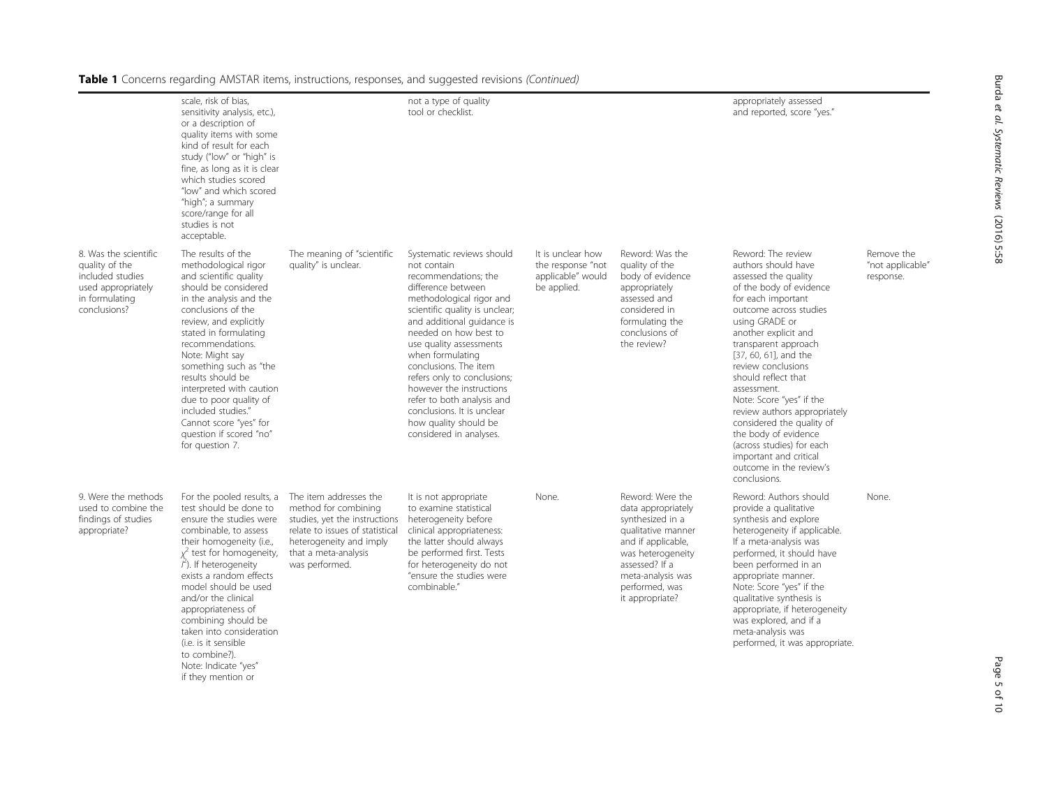**Table 1** Concerns regarding AMSTAR items, instructions, responses, and suggested revisions *(Continued)*

| | | | | | | | |
|---|---|---|---|---|---|---|---|
| | scale, risk of bias, sensitivity analysis, etc.), or a description of quality items with some kind of result for each study ("low" or "high" is fine, as long as it is clear which studies scored "low" and which scored "high"; a summary score/range for all studies is not acceptable. | | not a type of quality tool or checklist. | | | appropriately assessed and reported, score "yes." | |
| 8. Was the scientific quality of the included studies used appropriately in formulating conclusions? | The results of the methodological rigor and scientific quality should be considered in the analysis and the conclusions of the review, and explicitly stated in formulating recommendations. Note: Might say something such as "the results should be interpreted with caution due to poor quality of included studies." Cannot score "yes" for question if scored "no" for question 7. | The meaning of "scientific quality" is unclear. | Systematic reviews should not contain recommendations; the difference between methodological rigor and scientific quality is unclear; and additional guidance is needed on how best to use quality assessments when formulating conclusions. The item refers only to conclusions; however the instructions refer to both analysis and conclusions. It is unclear how quality should be considered in analyses. | It is unclear how the response "not applicable" would be applied. | Reword: Was the quality of the body of evidence appropriately assessed and considered in formulating the conclusions of the review? | Reword: The review authors should have assessed the quality of the body of evidence for each important outcome across studies using GRADE or another explicit and transparent approach [37, 60, 61], and the review conclusions should reflect that assessment. Note: Score "yes" if the review authors appropriately considered the quality of the body of evidence (across studies) for each important and critical outcome in the review's conclusions. | Remove the "not applicable" response. |
| 9. Were the methods used to combine the findings of studies appropriate? | For the pooled results, a test should be done to ensure the studies were combinable, to assess their homogeneity (i.e., $\chi^2$ test for homogeneity, $I^2$). If heterogeneity exists a random effects model should be used and/or the clinical appropriateness of combining should be taken into consideration (i.e. is it sensible to combine?). Note: Indicate "yes" if they mention or | The item addresses the method for combining studies, yet the instructions relate to issues of statistical heterogeneity and imply that a meta-analysis was performed. | It is not appropriate to examine statistical heterogeneity before clinical appropriateness: the latter should always be performed first. Tests for heterogeneity do not "ensure the studies were combinable." | None. | Reword: Were the data appropriately synthesized in a qualitative manner and if applicable, was heterogeneity assessed? If a meta-analysis was performed, was it appropriate? | Reword: Authors should provide a qualitative synthesis and explore heterogeneity if applicable. If a meta-analysis was performed, it should have been performed in an appropriate manner. Note: Score "yes" if the qualitative synthesis is appropriate, if heterogeneity was explored, and if a meta-analysis was performed, it was appropriate. | None. |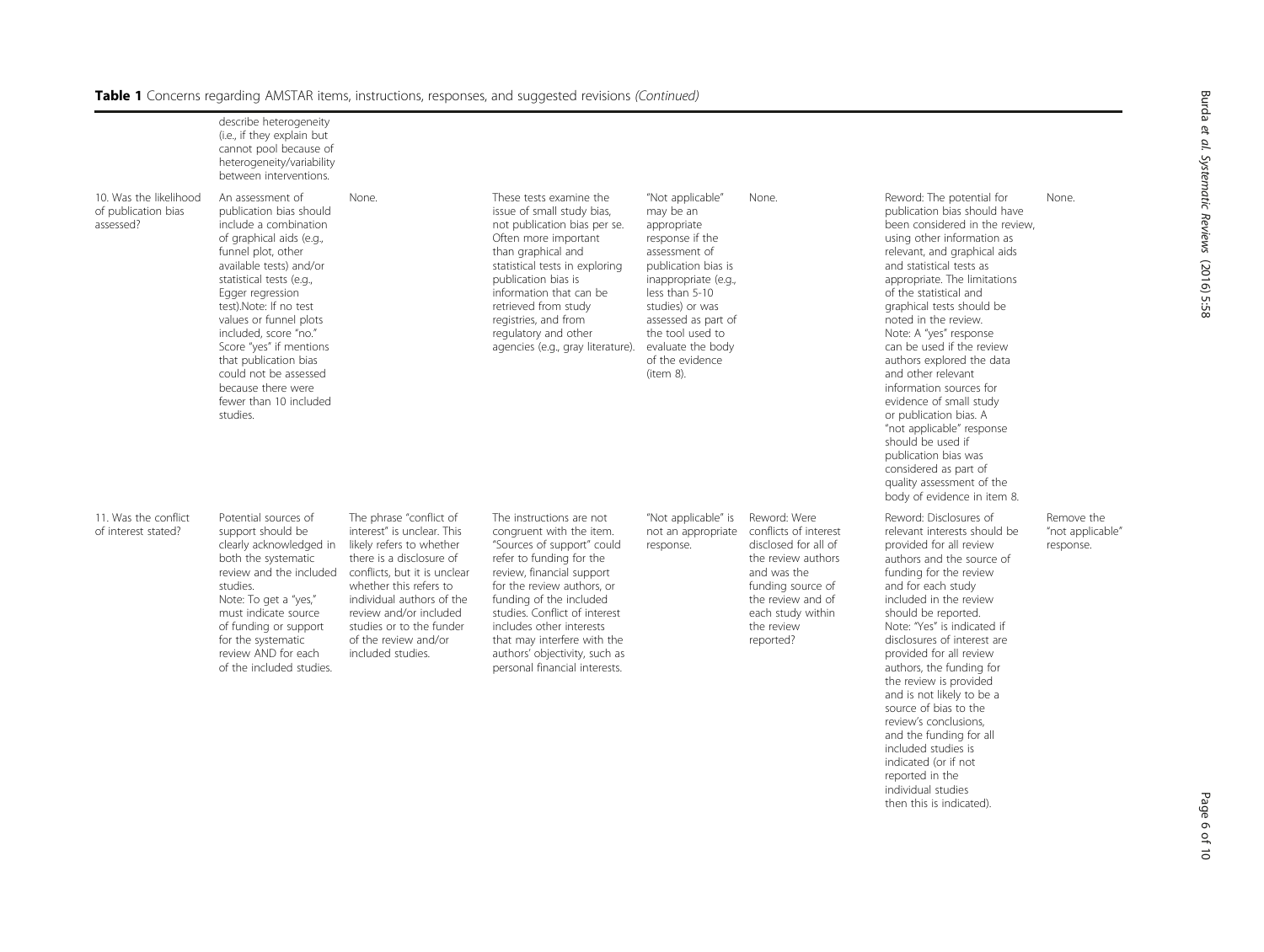**Table 1** Concerns regarding AMSTAR items, instructions, responses, and suggested revisions *(Continued)*

| | | | | | | | |
|---|---|---|---|---|---|---|---|
| | describe heterogeneity (i.e., if they explain but cannot pool because of heterogeneity/variability between interventions. | | | | | | |
| 10. Was the likelihood of publication bias assessed? | An assessment of publication bias should include a combination of graphical aids (e.g., funnel plot, other available tests) and/or statistical tests (e.g., Egger regression test).Note: If no test values or funnel plots included, score "no." Score "yes" if mentions that publication bias could not be assessed because there were fewer than 10 included studies. | None. | These tests examine the issue of small study bias, not publication bias per se. Often more important than graphical and statistical tests in exploring publication bias is information that can be retrieved from study registries, and from regulatory and other agencies (e.g., gray literature). | "Not applicable" may be an appropriate response if the assessment of publication bias is inappropriate (e.g., less than 5-10 studies) or was assessed as part of the tool used to evaluate the body of the evidence (item 8). | None. | Reword: The potential for publication bias should have been considered in the review, using other information as relevant, and graphical aids and statistical tests as appropriate. The limitations of the statistical and graphical tests should be noted in the review. Note: A "yes" response can be used if the review authors explored the data and other relevant information sources for evidence of small study or publication bias. A "not applicable" response should be used if publication bias was considered as part of quality assessment of the body of evidence in item 8. | None. |
| 11. Was the conflict of interest stated? | Potential sources of support should be clearly acknowledged in both the systematic review and the included studies. Note: To get a "yes," must indicate source of funding or support for the systematic review AND for each of the included studies. | The phrase "conflict of interest" is unclear. This likely refers to whether there is a disclosure of conflicts, but it is unclear whether this refers to individual authors of the review and/or included studies or to the funder of the review and/or included studies. | The instructions are not congruent with the item. "Sources of support" could refer to funding for the review, financial support for the review authors, or funding of the included studies. Conflict of interest includes other interests that may interfere with the authors' objectivity, such as personal financial interests. | "Not applicable" is not an appropriate response. | Reword: Were conflicts of interest disclosed for all of the review authors and was the funding source of the review and of each study within the review reported? | Reword: Disclosures of relevant interests should be provided for all review authors and the source of funding for the review and for each study included in the review should be reported. Note: "Yes" is indicated if disclosures of interest are provided for all review authors, the funding for the review is provided and is not likely to be a source of bias to the review's conclusions, and the funding for all included studies is indicated (or if not reported in the individual studies then this is indicated). | Remove the "not applicable" response. |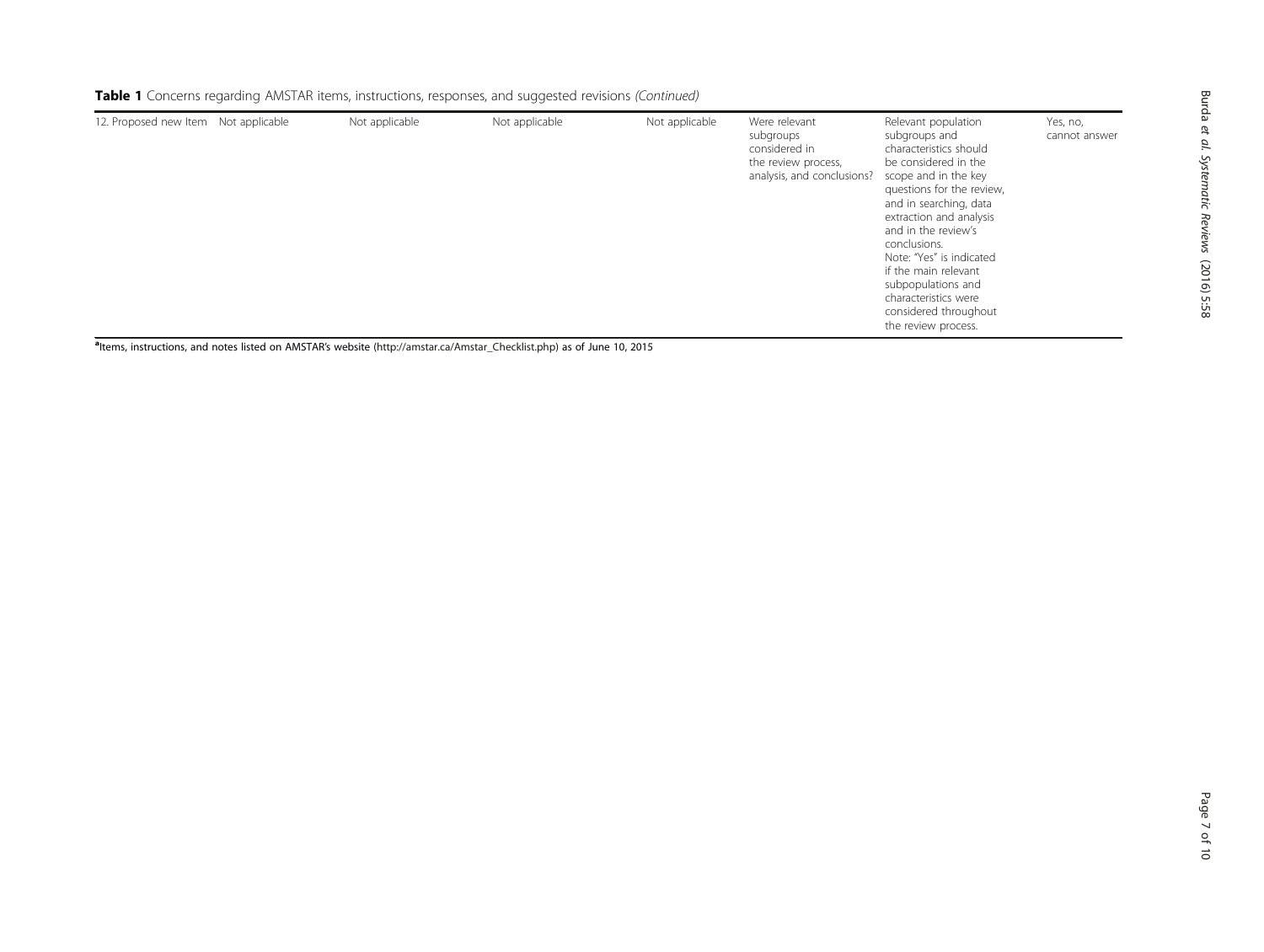**Table 1** Concerns regarding AMSTAR items, instructions, responses, and suggested revisions *(Continued)*

| | | | | | | | |
|---|---|---|---|---|---|---|---|
| 12. Proposed new Item | Not applicable | Not applicable | Not applicable | Not applicable | Were relevant subgroups considered in the review process, analysis, and conclusions? | Relevant population subgroups and characteristics should be considered in the scope and in the key questions for the review, and in searching, data extraction and analysis and in the review's conclusions. Note: "Yes" is indicated if the main relevant subpopulations and characteristics were considered throughout the review process. | Yes, no, cannot answer |

[a]Items, instructions, and notes listed on AMSTAR's website (http://amstar.ca/Amstar_Checklist.php) as of June 10, 2015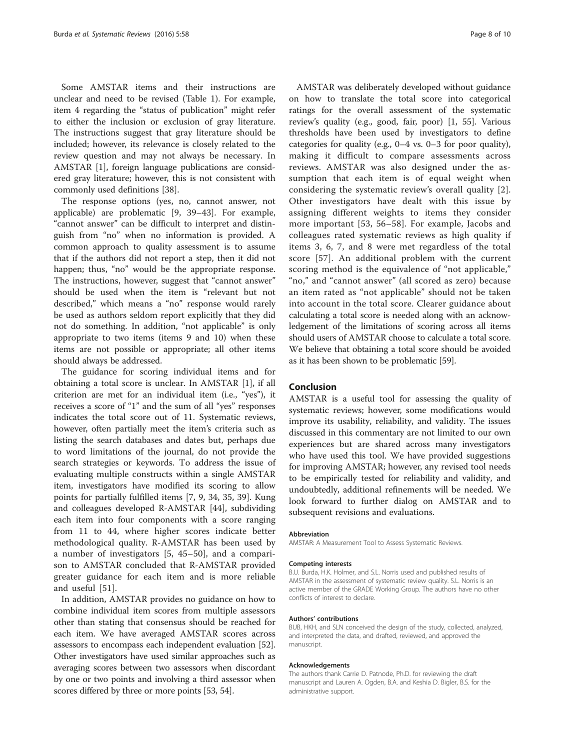Some AMSTAR items and their instructions are unclear and need to be revised (Table 1). For example, item 4 regarding the "status of publication" might refer to either the inclusion or exclusion of gray literature. The instructions suggest that gray literature should be included; however, its relevance is closely related to the review question and may not always be necessary. In AMSTAR [1], foreign language publications are considered gray literature; however, this is not consistent with commonly used definitions [38].

The response options (yes, no, cannot answer, not applicable) are problematic [9, 39–43]. For example, "cannot answer" can be difficult to interpret and distinguish from "no" when no information is provided. A common approach to quality assessment is to assume that if the authors did not report a step, then it did not happen; thus, "no" would be the appropriate response. The instructions, however, suggest that "cannot answer" should be used when the item is "relevant but not described," which means a "no" response would rarely be used as authors seldom report explicitly that they did not do something. In addition, "not applicable" is only appropriate to two items (items 9 and 10) when these items are not possible or appropriate; all other items should always be addressed.

The guidance for scoring individual items and for obtaining a total score is unclear. In AMSTAR [1], if all criterion are met for an individual item (i.e., "yes"), it receives a score of "1" and the sum of all "yes" responses indicates the total score out of 11. Systematic reviews, however, often partially meet the item's criteria such as listing the search databases and dates but, perhaps due to word limitations of the journal, do not provide the search strategies or keywords. To address the issue of evaluating multiple constructs within a single AMSTAR item, investigators have modified its scoring to allow points for partially fulfilled items [7, 9, 34, 35, 39]. Kung and colleagues developed R-AMSTAR [44], subdividing each item into four components with a score ranging from 11 to 44, where higher scores indicate better methodological quality. R-AMSTAR has been used by a number of investigators [5, 45–50], and a comparison to AMSTAR concluded that R-AMSTAR provided greater guidance for each item and is more reliable and useful [51].

In addition, AMSTAR provides no guidance on how to combine individual item scores from multiple assessors other than stating that consensus should be reached for each item. We have averaged AMSTAR scores across assessors to encompass each independent evaluation [52]. Other investigators have used similar approaches such as averaging scores between two assessors when discordant by one or two points and involving a third assessor when scores differed by three or more points [53, 54].

AMSTAR was deliberately developed without guidance on how to translate the total score into categorical ratings for the overall assessment of the systematic review's quality (e.g., good, fair, poor) [1, 55]. Various thresholds have been used by investigators to define categories for quality (e.g., 0–4 vs. 0–3 for poor quality), making it difficult to compare assessments across reviews. AMSTAR was also designed under the assumption that each item is of equal weight when considering the systematic review's overall quality [2]. Other investigators have dealt with this issue by assigning different weights to items they consider more important [53, 56–58]. For example, Jacobs and colleagues rated systematic reviews as high quality if items 3, 6, 7, and 8 were met regardless of the total score [57]. An additional problem with the current scoring method is the equivalence of "not applicable," "no," and "cannot answer" (all scored as zero) because an item rated as "not applicable" should not be taken into account in the total score. Clearer guidance about calculating a total score is needed along with an acknowledgement of the limitations of scoring across all items should users of AMSTAR choose to calculate a total score. We believe that obtaining a total score should be avoided as it has been shown to be problematic [59].

## Conclusion

AMSTAR is a useful tool for assessing the quality of systematic reviews; however, some modifications would improve its usability, reliability, and validity. The issues discussed in this commentary are not limited to our own experiences but are shared across many investigators who have used this tool. We have provided suggestions for improving AMSTAR; however, any revised tool needs to be empirically tested for reliability and validity, and undoubtedly, additional refinements will be needed. We look forward to further dialog on AMSTAR and to subsequent revisions and evaluations.

#### Abbreviation

AMSTAR: A Measurement Tool to Assess Systematic Reviews.

#### Competing interests

B.U. Burda, H.K. Holmer, and S.L. Norris used and published results of AMSTAR in the assessment of systematic review quality. S.L. Norris is an active member of the GRADE Working Group. The authors have no other conflicts of interest to declare.

#### Authors' contributions

BUB, HKH, and SLN conceived the design of the study, collected, analyzed, and interpreted the data, and drafted, reviewed, and approved the manuscript.

#### Acknowledgements

The authors thank Carrie D. Patnode, Ph.D. for reviewing the draft manuscript and Lauren A. Ogden, B.A. and Keshia D. Bigler, B.S. for the administrative support.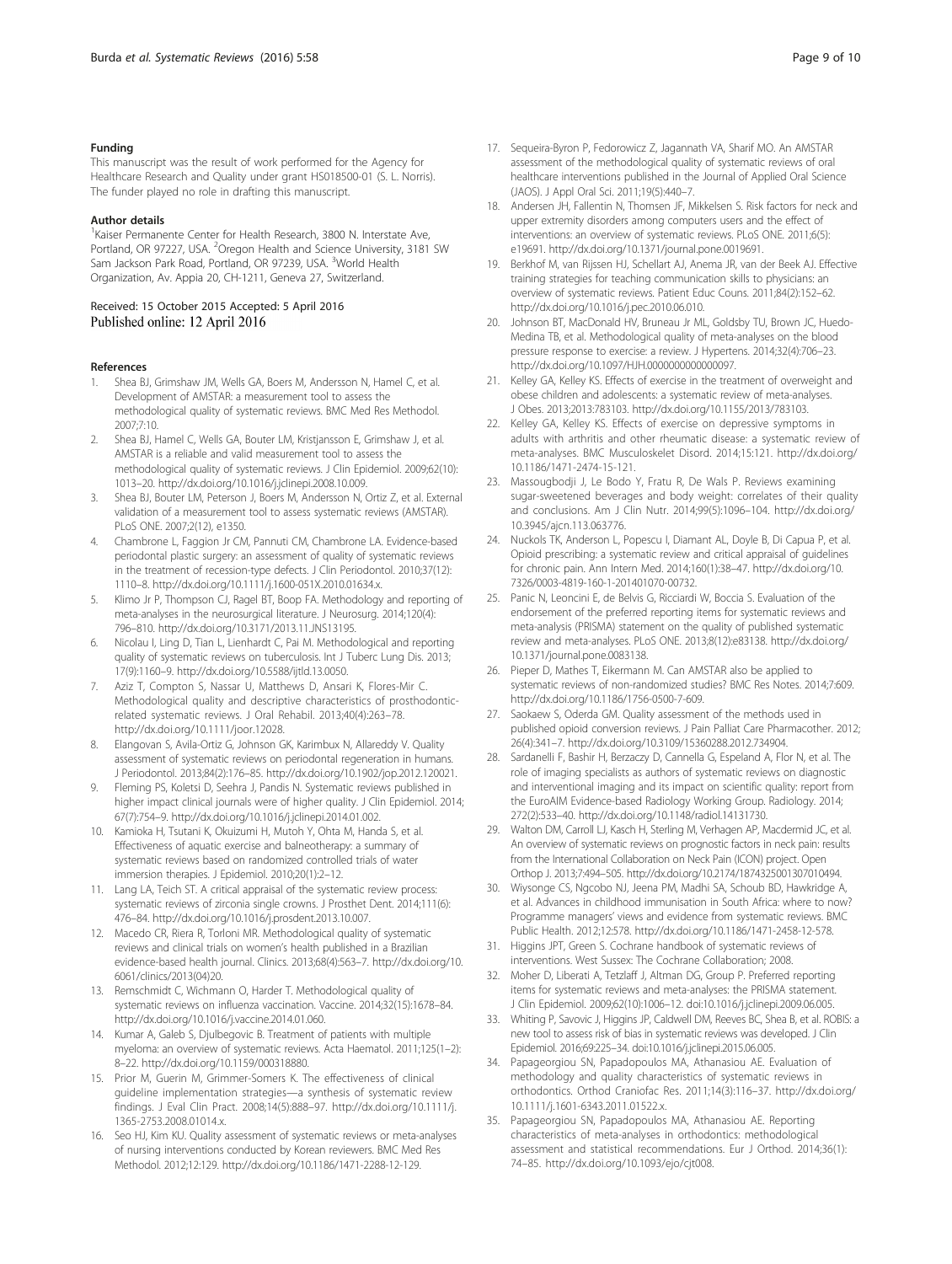### Funding

This manuscript was the result of work performed for the Agency for Healthcare Research and Quality under grant HS018500-01 (S. L. Norris). The funder played no role in drafting this manuscript.

### Author details

[1]Kaiser Permanente Center for Health Research, 3800 N. Interstate Ave, Portland, OR 97227, USA. [2]Oregon Health and Science University, 3181 SW Sam Jackson Park Road, Portland, OR 97239, USA. [3]World Health Organization, Av. Appia 20, CH-1211, Geneva 27, Switzerland.

Received: 15 October 2015 Accepted: 5 April 2016
Published online: 12 April 2016

### References

1. Shea BJ, Grimshaw JM, Wells GA, Boers M, Andersson N, Hamel C, et al. Development of AMSTAR: a measurement tool to assess the methodological quality of systematic reviews. BMC Med Res Methodol. 2007;7:10.
2. Shea BJ, Hamel C, Wells GA, Bouter LM, Kristjansson E, Grimshaw J, et al. AMSTAR is a reliable and valid measurement tool to assess the methodological quality of systematic reviews. J Clin Epidemiol. 2009;62(10): 1013–20. http://dx.doi.org/10.1016/j.jclinepi.2008.10.009.
3. Shea BJ, Bouter LM, Peterson J, Boers M, Andersson N, Ortiz Z, et al. External validation of a measurement tool to assess systematic reviews (AMSTAR). PLoS ONE. 2007;2(12), e1350.
4. Chambrone L, Faggion Jr CM, Pannuti CM, Chambrone LA. Evidence-based periodontal plastic surgery: an assessment of quality of systematic reviews in the treatment of recession-type defects. J Clin Periodontol. 2010;37(12): 1110–8. http://dx.doi.org/10.1111/j.1600-051X.2010.01634.x.
5. Klimo Jr P, Thompson CJ, Ragel BT, Boop FA. Methodology and reporting of meta-analyses in the neurosurgical literature. J Neurosurg. 2014;120(4): 796–810. http://dx.doi.org/10.3171/2013.11.JNS13195.
6. Nicolau I, Ling D, Tian L, Lienhardt C, Pai M. Methodological and reporting quality of systematic reviews on tuberculosis. Int J Tuberc Lung Dis. 2013; 17(9):1160–9. http://dx.doi.org/10.5588/ijtld.13.0050.
7. Aziz T, Compton S, Nassar U, Matthews D, Ansari K, Flores-Mir C. Methodological quality and descriptive characteristics of prosthodontic-related systematic reviews. J Oral Rehabil. 2013;40(4):263–78. http://dx.doi.org/10.1111/joor.12028.
8. Elangovan S, Avila-Ortiz G, Johnson GK, Karimbux N, Allareddy V. Quality assessment of systematic reviews on periodontal regeneration in humans. J Periodontol. 2013;84(2):176–85. http://dx.doi.org/10.1902/jop.2012.120021.
9. Fleming PS, Koletsi D, Seehra J, Pandis N. Systematic reviews published in higher impact clinical journals were of higher quality. J Clin Epidemiol. 2014; 67(7):754–9. http://dx.doi.org/10.1016/j.jclinepi.2014.01.002.
10. Kamioka H, Tsutani K, Okuizumi H, Mutoh Y, Ohta M, Handa S, et al. Effectiveness of aquatic exercise and balneotherapy: a summary of systematic reviews based on randomized controlled trials of water immersion therapies. J Epidemiol. 2010;20(1):2–12.
11. Lang LA, Teich ST. A critical appraisal of the systematic review process: systematic reviews of zirconia single crowns. J Prosthet Dent. 2014;111(6): 476–84. http://dx.doi.org/10.1016/j.prosdent.2013.10.007.
12. Macedo CR, Riera R, Torloni MR. Methodological quality of systematic reviews and clinical trials on women's health published in a Brazilian evidence-based health journal. Clinics. 2013;68(4):563–7. http://dx.doi.org/10.6061/clinics/2013(04)20.
13. Remschmidt C, Wichmann O, Harder T. Methodological quality of systematic reviews on influenza vaccination. Vaccine. 2014;32(15):1678–84. http://dx.doi.org/10.1016/j.vaccine.2014.01.060.
14. Kumar A, Galeb S, Djulbegovic B. Treatment of patients with multiple myeloma: an overview of systematic reviews. Acta Haematol. 2011;125(1–2): 8–22. http://dx.doi.org/10.1159/000318880.
15. Prior M, Guerin M, Grimmer-Somers K. The effectiveness of clinical guideline implementation strategies—a synthesis of systematic review findings. J Eval Clin Pract. 2008;14(5):888–97. http://dx.doi.org/10.1111/j.1365-2753.2008.01014.x.
16. Seo HJ, Kim KU. Quality assessment of systematic reviews or meta-analyses of nursing interventions conducted by Korean reviewers. BMC Med Res Methodol. 2012;12:129. http://dx.doi.org/10.1186/1471-2288-12-129.
17. Sequeira-Byron P, Fedorowicz Z, Jagannath VA, Sharif MO. An AMSTAR assessment of the methodological quality of systematic reviews of oral healthcare interventions published in the Journal of Applied Oral Science (JAOS). J Appl Oral Sci. 2011;19(5):440–7.
18. Andersen JH, Fallentin N, Thomsen JF, Mikkelsen S. Risk factors for neck and upper extremity disorders among computers users and the effect of interventions: an overview of systematic reviews. PLoS ONE. 2011;6(5): e19691. http://dx.doi.org/10.1371/journal.pone.0019691.
19. Berkhof M, van Rijssen HJ, Schellart AJ, Anema JR, van der Beek AJ. Effective training strategies for teaching communication skills to physicians: an overview of systematic reviews. Patient Educ Couns. 2011;84(2):152–62. http://dx.doi.org/10.1016/j.pec.2010.06.010.
20. Johnson BT, MacDonald HV, Bruneau Jr ML, Goldsby TU, Brown JC, Huedo-Medina TB, et al. Methodological quality of meta-analyses on the blood pressure response to exercise: a review. J Hypertens. 2014;32(4):706–23. http://dx.doi.org/10.1097/HJH.0000000000000097.
21. Kelley GA, Kelley KS. Effects of exercise in the treatment of overweight and obese children and adolescents: a systematic review of meta-analyses. J Obes. 2013;2013:783103. http://dx.doi.org/10.1155/2013/783103.
22. Kelley GA, Kelley KS. Effects of exercise on depressive symptoms in adults with arthritis and other rheumatic disease: a systematic review of meta-analyses. BMC Musculoskelet Disord. 2014;15:121. http://dx.doi.org/10.1186/1471-2474-15-121.
23. Massougbodji J, Le Bodo Y, Fratu R, De Wals P. Reviews examining sugar-sweetened beverages and body weight: correlates of their quality and conclusions. Am J Clin Nutr. 2014;99(5):1096–104. http://dx.doi.org/10.3945/ajcn.113.063776.
24. Nuckols TK, Anderson L, Popescu I, Diamant AL, Doyle B, Di Capua P, et al. Opioid prescribing: a systematic review and critical appraisal of guidelines for chronic pain. Ann Intern Med. 2014;160(1):38–47. http://dx.doi.org/10.7326/0003-4819-160-1-201401070-00732.
25. Panic N, Leoncini E, de Belvis G, Ricciardi W, Boccia S. Evaluation of the endorsement of the preferred reporting items for systematic reviews and meta-analysis (PRISMA) statement on the quality of published systematic review and meta-analyses. PLoS ONE. 2013;8(12):e83138. http://dx.doi.org/10.1371/journal.pone.0083138.
26. Pieper D, Mathes T, Eikermann M. Can AMSTAR also be applied to systematic reviews of non-randomized studies? BMC Res Notes. 2014;7:609. http://dx.doi.org/10.1186/1756-0500-7-609.
27. Saokaew S, Oderda GM. Quality assessment of the methods used in published opioid conversion reviews. J Pain Palliat Care Pharmacother. 2012; 26(4):341–7. http://dx.doi.org/10.3109/15360288.2012.734904.
28. Sardanelli F, Bashir H, Berzaczy D, Cannella G, Espeland A, Flor N, et al. The role of imaging specialists as authors of systematic reviews on diagnostic and interventional imaging and its impact on scientific quality: report from the EuroAIM Evidence-based Radiology Working Group. Radiology. 2014; 272(2):533–40. http://dx.doi.org/10.1148/radiol.14131730.
29. Walton DM, Carroll LJ, Kasch H, Sterling M, Verhagen AP, Macdermid JC, et al. An overview of systematic reviews on prognostic factors in neck pain: results from the International Collaboration on Neck Pain (ICON) project. Open Orthop J. 2013;7:494–505. http://dx.doi.org/10.2174/1874325001307010494.
30. Wiysonge CS, Ngcobo NJ, Jeena PM, Madhi SA, Schoub BD, Hawkridge A, et al. Advances in childhood immunisation in South Africa: where to now? Programme managers' views and evidence from systematic reviews. BMC Public Health. 2012;12:578. http://dx.doi.org/10.1186/1471-2458-12-578.
31. Higgins JPT, Green S. Cochrane handbook of systematic reviews of interventions. West Sussex: The Cochrane Collaboration; 2008.
32. Moher D, Liberati A, Tetzlaff J, Altman DG, Group P. Preferred reporting items for systematic reviews and meta-analyses: the PRISMA statement. J Clin Epidemiol. 2009;62(10):1006–12. doi:10.1016/j.jclinepi.2009.06.005.
33. Whiting P, Savovic J, Higgins JP, Caldwell DM, Reeves BC, Shea B, et al. ROBIS: a new tool to assess risk of bias in systematic reviews was developed. J Clin Epidemiol. 2016;69:225–34. doi:10.1016/j.jclinepi.2015.06.005.
34. Papageorgiou SN, Papadopoulos MA, Athanasiou AE. Evaluation of methodology and quality characteristics of systematic reviews in orthodontics. Orthod Craniofac Res. 2011;14(3):116–37. http://dx.doi.org/10.1111/j.1601-6343.2011.01522.x.
35. Papageorgiou SN, Papadopoulos MA, Athanasiou AE. Reporting characteristics of meta-analyses in orthodontics: methodological assessment and statistical recommendations. Eur J Orthod. 2014;36(1): 74–85. http://dx.doi.org/10.1093/ejo/cjt008.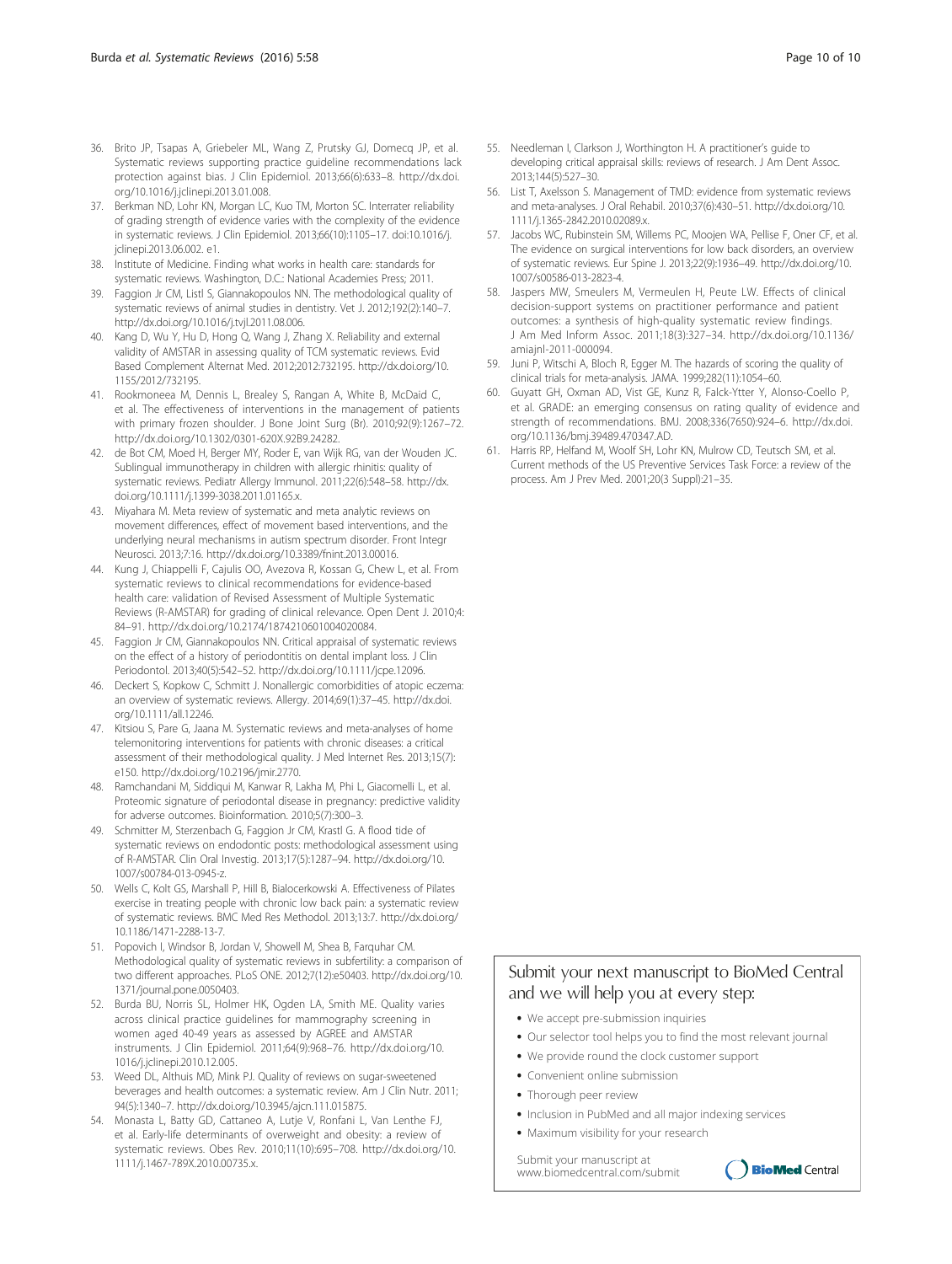36. Brito JP, Tsapas A, Griebeler ML, Wang Z, Prutsky GJ, Domecq JP, et al. Systematic reviews supporting practice guideline recommendations lack protection against bias. J Clin Epidemiol. 2013;66(6):633–8. http://dx.doi.org/10.1016/j.jclinepi.2013.01.008.
37. Berkman ND, Lohr KN, Morgan LC, Kuo TM, Morton SC. Interrater reliability of grading strength of evidence varies with the complexity of the evidence in systematic reviews. J Clin Epidemiol. 2013;66(10):1105–17. doi:10.1016/j.jclinepi.2013.06.002. e1.
38. Institute of Medicine. Finding what works in health care: standards for systematic reviews. Washington, D.C.: National Academies Press; 2011.
39. Faggion Jr CM, Listl S, Giannakopoulos NN. The methodological quality of systematic reviews of animal studies in dentistry. Vet J. 2012;192(2):140–7. http://dx.doi.org/10.1016/j.tvjl.2011.08.006.
40. Kang D, Wu Y, Hu D, Hong Q, Wang J, Zhang X. Reliability and external validity of AMSTAR in assessing quality of TCM systematic reviews. Evid Based Complement Alternat Med. 2012;2012:732195. http://dx.doi.org/10.1155/2012/732195.
41. Rookmoneea M, Dennis L, Brealey S, Rangan A, White B, McDaid C, et al. The effectiveness of interventions in the management of patients with primary frozen shoulder. J Bone Joint Surg (Br). 2010;92(9):1267–72. http://dx.doi.org/10.1302/0301-620X.92B9.24282.
42. de Bot CM, Moed H, Berger MY, Roder E, van Wijk RG, van der Wouden JC. Sublingual immunotherapy in children with allergic rhinitis: quality of systematic reviews. Pediatr Allergy Immunol. 2011;22(6):548–58. http://dx.doi.org/10.1111/j.1399-3038.2011.01165.x.
43. Miyahara M. Meta review of systematic and meta analytic reviews on movement differences, effect of movement based interventions, and the underlying neural mechanisms in autism spectrum disorder. Front Integr Neurosci. 2013;7:16. http://dx.doi.org/10.3389/fnint.2013.00016.
44. Kung J, Chiappelli F, Cajulis OO, Avezova R, Kossan G, Chew L, et al. From systematic reviews to clinical recommendations for evidence-based health care: validation of Revised Assessment of Multiple Systematic Reviews (R-AMSTAR) for grading of clinical relevance. Open Dent J. 2010;4:84–91. http://dx.doi.org/10.2174/1874210601004020084.
45. Faggion Jr CM, Giannakopoulos NN. Critical appraisal of systematic reviews on the effect of a history of periodontitis on dental implant loss. J Clin Periodontol. 2013;40(5):542–52. http://dx.doi.org/10.1111/jcpe.12096.
46. Deckert S, Kopkow C, Schmitt J. Nonallergic comorbidities of atopic eczema: an overview of systematic reviews. Allergy. 2014;69(1):37–45. http://dx.doi.org/10.1111/all.12246.
47. Kitsiou S, Pare G, Jaana M. Systematic reviews and meta-analyses of home telemonitoring interventions for patients with chronic diseases: a critical assessment of their methodological quality. J Med Internet Res. 2013;15(7):e150. http://dx.doi.org/10.2196/jmir.2770.
48. Ramchandani M, Siddiqui M, Kanwar R, Lakha M, Phi L, Giacomelli L, et al. Proteomic signature of periodontal disease in pregnancy: predictive validity for adverse outcomes. Bioinformation. 2010;5(7):300–3.
49. Schmitter M, Sterzenbach G, Faggion Jr CM, Krastl G. A flood tide of systematic reviews on endodontic posts: methodological assessment using of R-AMSTAR. Clin Oral Investig. 2013;17(5):1287–94. http://dx.doi.org/10.1007/s00784-013-0945-z.
50. Wells C, Kolt GS, Marshall P, Hill B, Bialocerkowski A. Effectiveness of Pilates exercise in treating people with chronic low back pain: a systematic review of systematic reviews. BMC Med Res Methodol. 2013;13:7. http://dx.doi.org/10.1186/1471-2288-13-7.
51. Popovich I, Windsor B, Jordan V, Showell M, Shea B, Farquhar CM. Methodological quality of systematic reviews in subfertility: a comparison of two different approaches. PLoS ONE. 2012;7(12):e50403. http://dx.doi.org/10.1371/journal.pone.0050403.
52. Burda BU, Norris SL, Holmer HK, Ogden LA, Smith ME. Quality varies across clinical practice guidelines for mammography screening in women aged 40-49 years as assessed by AGREE and AMSTAR instruments. J Clin Epidemiol. 2011;64(9):968–76. http://dx.doi.org/10.1016/j.jclinepi.2010.12.005.
53. Weed DL, Althuis MD, Mink PJ. Quality of reviews on sugar-sweetened beverages and health outcomes: a systematic review. Am J Clin Nutr. 2011;94(5):1340–7. http://dx.doi.org/10.3945/ajcn.111.015875.
54. Monasta L, Batty GD, Cattaneo A, Lutje V, Ronfani L, Van Lenthe FJ, et al. Early-life determinants of overweight and obesity: a review of systematic reviews. Obes Rev. 2010;11(10):695–708. http://dx.doi.org/10.1111/j.1467-789X.2010.00735.x.
55. Needleman I, Clarkson J, Worthington H. A practitioner's guide to developing critical appraisal skills: reviews of research. J Am Dent Assoc. 2013;144(5):527–30.
56. List T, Axelsson S. Management of TMD: evidence from systematic reviews and meta-analyses. J Oral Rehabil. 2010;37(6):430–51. http://dx.doi.org/10.1111/j.1365-2842.2010.02089.x.
57. Jacobs WC, Rubinstein SM, Willems PC, Moojen WA, Pellise F, Oner CF, et al. The evidence on surgical interventions for low back disorders, an overview of systematic reviews. Eur Spine J. 2013;22(9):1936–49. http://dx.doi.org/10.1007/s00586-013-2823-4.
58. Jaspers MW, Smeulers M, Vermeulen H, Peute LW. Effects of clinical decision-support systems on practitioner performance and patient outcomes: a synthesis of high-quality systematic review findings. J Am Med Inform Assoc. 2011;18(3):327–34. http://dx.doi.org/10.1136/amiajnl-2011-000094.
59. Juni P, Witschi A, Bloch R, Egger M. The hazards of scoring the quality of clinical trials for meta-analysis. JAMA. 1999;282(11):1054–60.
60. Guyatt GH, Oxman AD, Vist GE, Kunz R, Falck-Ytter Y, Alonso-Coello P, et al. GRADE: an emerging consensus on rating quality of evidence and strength of recommendations. BMJ. 2008;336(7650):924–6. http://dx.doi.org/10.1136/bmj.39489.470347.AD.
61. Harris RP, Helfand M, Woolf SH, Lohr KN, Mulrow CD, Teutsch SM, et al. Current methods of the US Preventive Services Task Force: a review of the process. Am J Prev Med. 2001;20(3 Suppl):21–35.

Submit your next manuscript to BioMed Central and we will help you at every step:

- We accept pre-submission inquiries
- Our selector tool helps you to find the most relevant journal
- We provide round the clock customer support
- Convenient online submission
- Thorough peer review
- Inclusion in PubMed and all major indexing services
- Maximum visibility for your research

Submit your manuscript at
www.biomedcentral.com/submit

BioMed Central